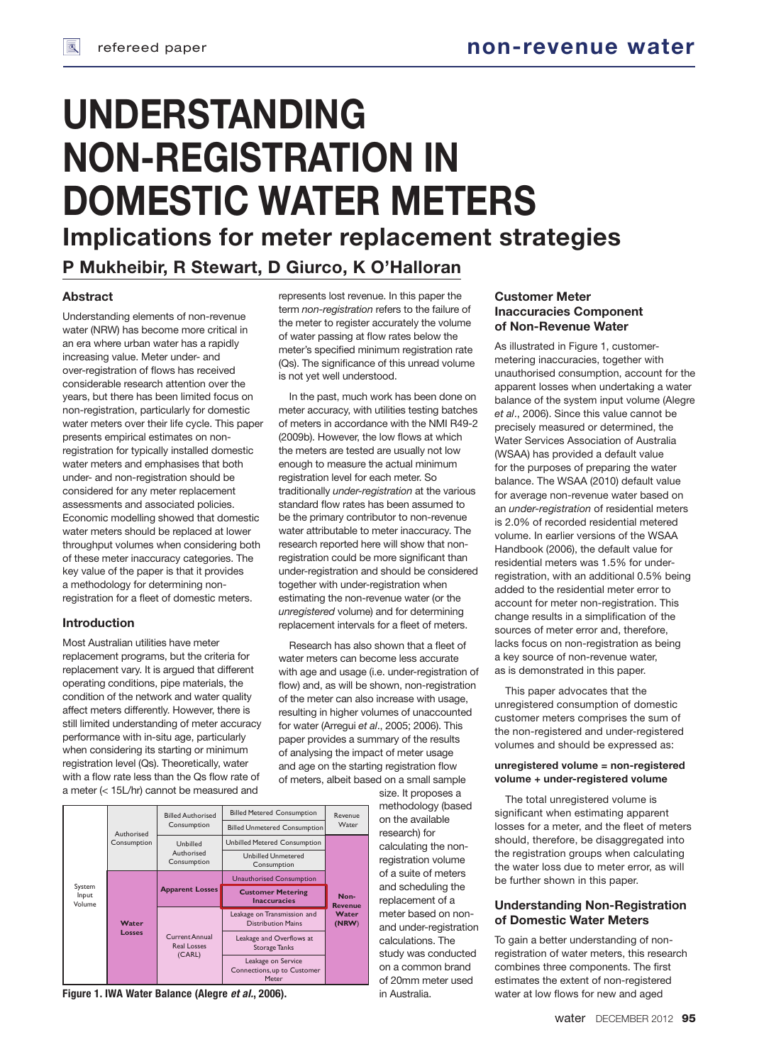# UNDERSTANDING NON-REGISTRATION IN DOMESTIC WATER METERS

## Implications for meter replacement strategies

**P Mukheibir, R Stewart, D Giurco, K O'Halloran**

### Abstract

Understanding elements of non-revenue water (NRW) has become more critical in an era where urban water has a rapidly increasing value. Meter under- and over-registration of flows has received considerable research attention over the years, but there has been limited focus on non-registration, particularly for domestic water meters over their life cycle. This paper presents empirical estimates on non-registration for typically installed domestic water meters and emphasises that both under- and non-registration should be considered for any meter replacement assessments and associated policies. Economic modelling showed that domestic water meters should be replaced at lower throughput volumes when considering both of these meter inaccuracy categories. The key value of the paper is that it provides a methodology for determining non-registration for a fleet of domestic meters.

### Introduction

Most Australian utilities have meter replacement programs, but the criteria for replacement vary. It is argued that different operating conditions, pipe materials, the condition of the network and water quality affect meters differently. However, there is still limited understanding of meter accuracy performance with in-situ age, particularly when considering its starting or minimum registration level (Qs). Theoretically, water with a flow rate less than the Qs flow rate of a meter (< 15L/hr) cannot be measured and represents lost revenue. In this paper the term *non-registration* refers to the failure of the meter to register accurately the volume of water passing at flow rates below the meter's specified minimum registration rate (Qs). The significance of this unread volume is not yet well understood.

In the past, much work has been done on meter accuracy, with utilities testing batches of meters in accordance with the NMI R49-2 (2009b). However, the low flows at which the meters are tested are usually not low enough to measure the actual minimum registration level for each meter. So traditionally *under-registration* at the various standard flow rates has been assumed to be the primary contributor to non-revenue water attributable to meter inaccuracy. The research reported here will show that non-registration could be more significant than under-registration and should be considered together with under-registration when estimating the non-revenue water (or the *unregistered* volume) and for determining replacement intervals for a fleet of meters.

Research has also shown that a fleet of water meters can become less accurate with age and usage (i.e. under-registration of flow) and, as will be shown, non-registration of the meter can also increase with usage, resulting in higher volumes of unaccounted for water (Arregui *et al*., 2005; 2006). This paper provides a summary of the results of analysing the impact of meter usage and age on the starting registration flow of meters, albeit based on a small sample size. It proposes a methodology (based on the available research) for calculating the non-registration volume of a suite of meters and scheduling the replacement of a meter based on non- and under-registration calculations. The study was conducted on a common brand of 20mm meter used in Australia.

| | | | | |
|---|---|---|---|---|
| System Input Volume | Authorised Consumption | Billed Authorised Consumption | Billed Metered Consumption | Revenue Water |
| | | | Billed Unmetered Consumption | |
| | | Unbilled Authorised Consumption | Unbilled Metered Consumption | Non-Revenue Water (NRW) |
| | | | Unbilled Unmetered Consumption | |
| | Water Losses | Apparent Losses | Unauthorised Consumption | |
| | | | **Customer Metering Inaccuracies** | |
| | | Current Annual Real Losses (CARL) | Leakage on Transmission and Distribution Mains | |
| | | | Leakage and Overflows at Storage Tanks | |
| | | | Leakage on Service Connections, up to Customer Meter | |

**Figure 1. IWA Water Balance (Alegre *et al*., 2006).**

### Customer Meter Inaccuracies Component of Non-Revenue Water

As illustrated in Figure 1, customer-metering inaccuracies, together with unauthorised consumption, account for the apparent losses when undertaking a water balance of the system input volume (Alegre *et al*., 2006). Since this value cannot be precisely measured or determined, the Water Services Association of Australia (WSAA) has provided a default value for the purposes of preparing the water balance. The WSAA (2010) default value for average non-revenue water based on an *under-registration* of residential meters is 2.0% of recorded residential metered volume. In earlier versions of the WSAA Handbook (2006), the default value for residential meters was 1.5% for under-registration, with an additional 0.5% being added to the residential meter error to account for meter non-registration. This change results in a simplification of the sources of meter error and, therefore, lacks focus on non-registration as being a key source of non-revenue water, as is demonstrated in this paper.

This paper advocates that the unregistered consumption of domestic customer meters comprises the sum of the non-registered and under-registered volumes and should be expressed as:

**unregistered volume = non-registered volume + under-registered volume**

The total unregistered volume is significant when estimating apparent losses for a meter, and the fleet of meters should, therefore, be disaggregated into the registration groups when calculating the water loss due to meter error, as will be further shown in this paper.

### Understanding Non-Registration of Domestic Water Meters

To gain a better understanding of non-registration of water meters, this research combines three components. The first estimates the extent of non-registered water at low flows for new and aged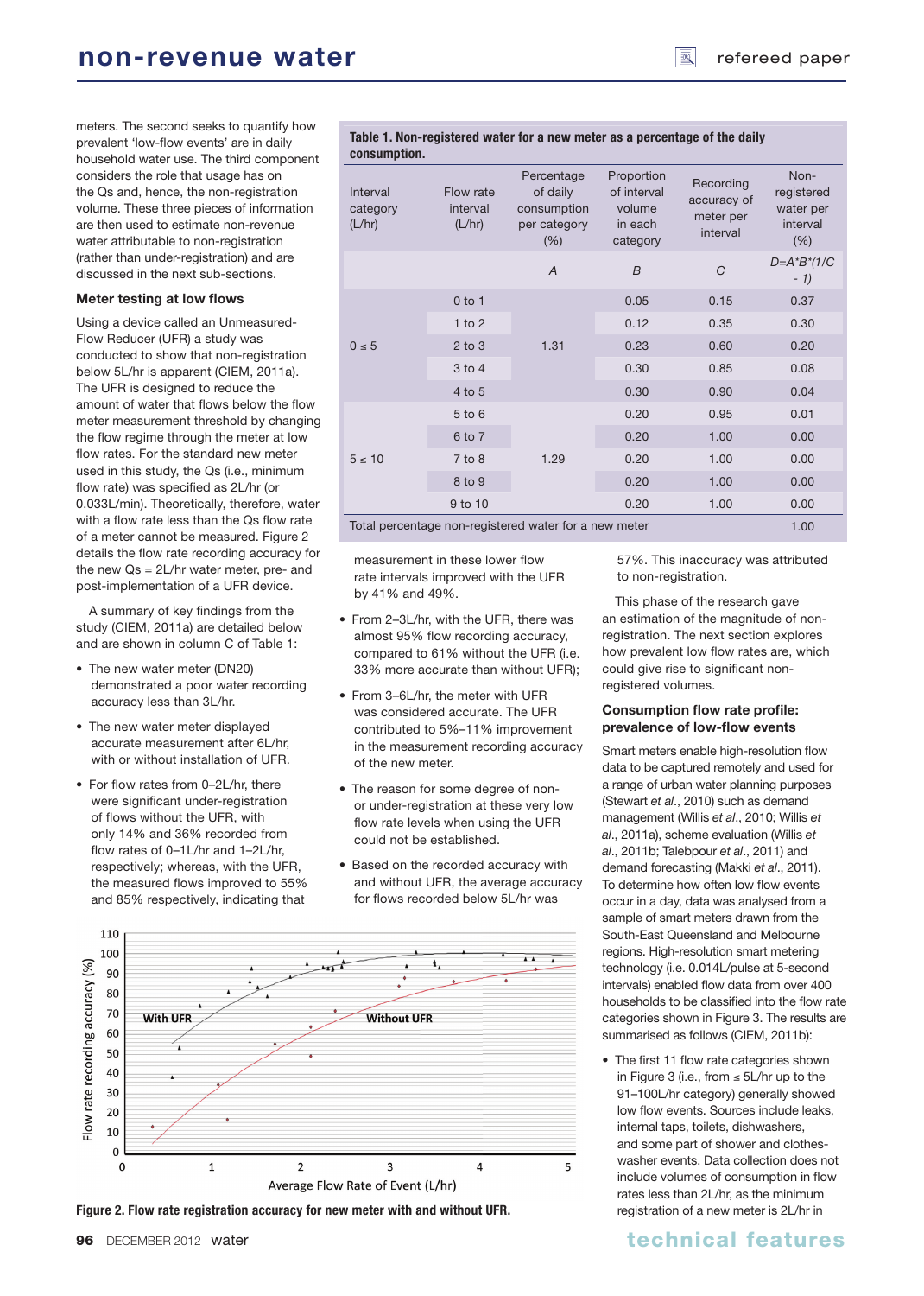meters. The second seeks to quantify how prevalent 'low-flow events' are in daily household water use. The third component considers the role that usage has on the Qs and, hence, the non-registration volume. These three pieces of information are then used to estimate non-revenue water attributable to non-registration (rather than under-registration) and are discussed in the next sub-sections.

### Meter testing at low flows

Using a device called an Unmeasured-Flow Reducer (UFR) a study was conducted to show that non-registration below 5L/hr is apparent (CIEM, 2011a). The UFR is designed to reduce the amount of water that flows below the flow meter measurement threshold by changing the flow regime through the meter at low flow rates. For the standard new meter used in this study, the Qs (i.e., minimum flow rate) was specified as 2L/hr (or 0.033L/min). Theoretically, therefore, water with a flow rate less than the Qs flow rate of a meter cannot be measured. Figure 2 details the flow rate recording accuracy for the new Qs = 2L/hr water meter, pre- and post-implementation of a UFR device.

A summary of key findings from the study (CIEM, 2011a) are detailed below and are shown in column C of Table 1:

- The new water meter (DN20) demonstrated a poor water recording accuracy less than 3L/hr.
- The new water meter displayed accurate measurement after 6L/hr, with or without installation of UFR.
- For flow rates from 0–2L/hr, there were significant under-registration of flows without the UFR, with only 14% and 36% recorded from flow rates of 0–1L/hr and 1–2L/hr, respectively; whereas, with the UFR, the measured flows improved to 55% and 85% respectively, indicating that measurement in these lower flow rate intervals improved with the UFR by 41% and 49%.
- From 2–3L/hr, with the UFR, there was almost 95% flow recording accuracy, compared to 61% without the UFR (i.e. 33% more accurate than without UFR);
- From 3–6L/hr, the meter with UFR was considered accurate. The UFR contributed to 5%–11% improvement in the measurement recording accuracy of the new meter.
- The reason for some degree of non- or under-registration at these very low flow rate levels when using the UFR could not be established.
- Based on the recorded accuracy with and without UFR, the average accuracy for flows recorded below 5L/hr was 57%. This inaccuracy was attributed to non-registration.

**Table 1. Non-registered water for a new meter as a percentage of the daily consumption.**

| Interval category (L/hr) | Flow rate interval (L/hr) | Percentage of daily consumption per category (%) | Proportion of interval volume in each category | Recording accuracy of meter per interval | Non-registered water per interval (%) |
|---|---|---|---|---|---|
| | | *A* | *B* | *C* | *D=A\*B\*(1/C - 1)* |
| 0 ≤ 5 | 0 to 1 | 1.31 | 0.05 | 0.15 | 0.37 |
| | 1 to 2 | | 0.12 | 0.35 | 0.30 |
| | 2 to 3 | | 0.23 | 0.60 | 0.20 |
| | 3 to 4 | | 0.30 | 0.85 | 0.08 |
| | 4 to 5 | | 0.30 | 0.90 | 0.04 |
| 5 ≤ 10 | 5 to 6 | 1.29 | 0.20 | 0.95 | 0.01 |
| | 6 to 7 | | 0.20 | 1.00 | 0.00 |
| | 7 to 8 | | 0.20 | 1.00 | 0.00 |
| | 8 to 9 | | 0.20 | 1.00 | 0.00 |
| | 9 to 10 | | 0.20 | 1.00 | 0.00 |
| Total percentage non-registered water for a new meter | | | | | 1.00 |

**Figure 2. Flow rate registration accuracy for new meter with and without UFR.**

This phase of the research gave an estimation of the magnitude of non-registration. The next section explores how prevalent low flow rates are, which could give rise to significant non-registered volumes.

### Consumption flow rate profile: prevalence of low-flow events

Smart meters enable high-resolution flow data to be captured remotely and used for a range of urban water planning purposes (Stewart *et al*., 2010) such as demand management (Willis *et al*., 2010; Willis *et al*., 2011a), scheme evaluation (Willis *et al*., 2011b; Talebpour *et al*., 2011) and demand forecasting (Makki *et al*., 2011). To determine how often low flow events occur in a day, data was analysed from a sample of smart meters drawn from the South-East Queensland and Melbourne regions. High-resolution smart metering technology (i.e. 0.014L/pulse at 5-second intervals) enabled flow data from over 400 households to be classified into the flow rate categories shown in Figure 3. The results are summarised as follows (CIEM, 2011b):

- The first 11 flow rate categories shown in Figure 3 (i.e., from ≤ 5L/hr up to the 91–100L/hr category) generally showed low flow events. Sources include leaks, internal taps, toilets, dishwashers, and some part of shower and clothes-washer events. Data collection does not include volumes of consumption in flow rates less than 2L/hr, as the minimum registration of a new meter is 2L/hr in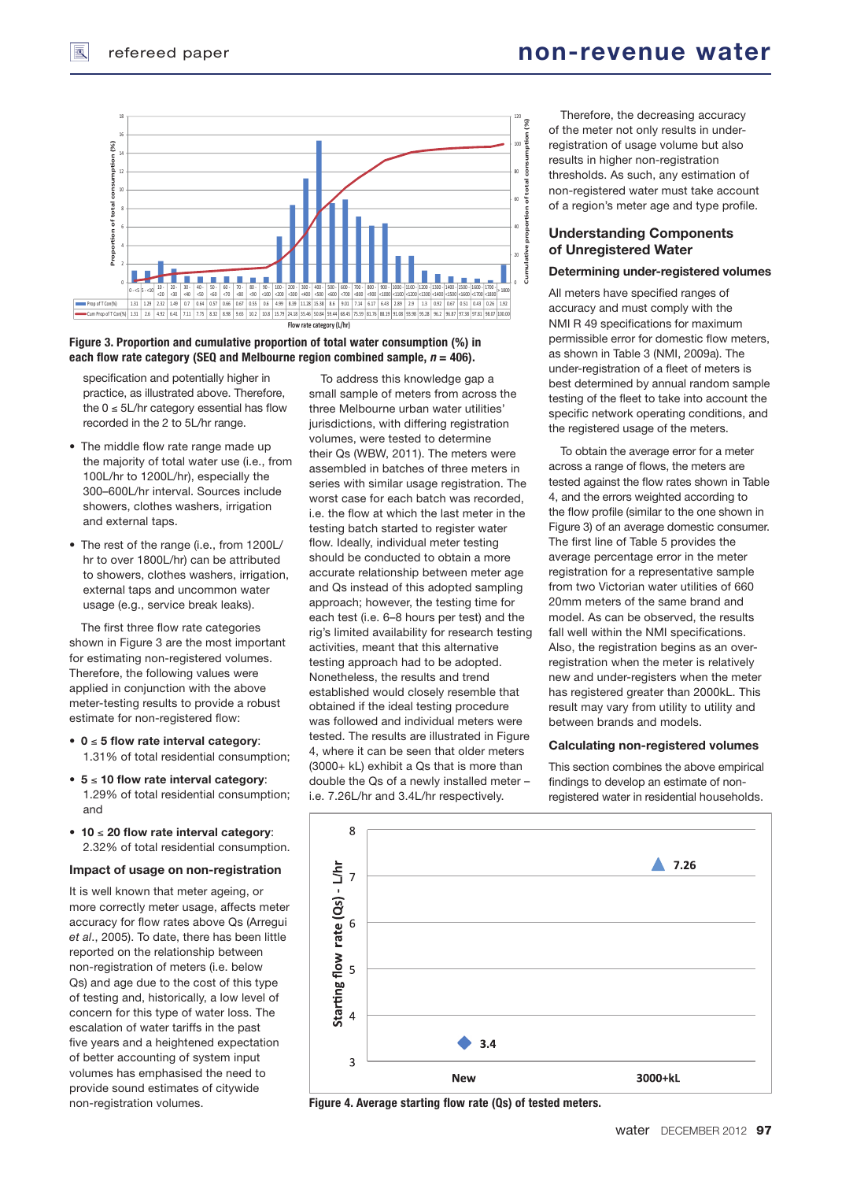Figure 3. Proportion and cumulative proportion of total water consumption (%) in each flow rate category (SEQ and Melbourne region combined sample, $n = 406$).

specification and potentially higher in practice, as illustrated above. Therefore, the 0 ≤ 5L/hr category essential has flow recorded in the 2 to 5L/hr range.

- The middle flow rate range made up the majority of total water use (i.e., from 100L/hr to 1200L/hr), especially the 300–600L/hr interval. Sources include showers, clothes washers, irrigation and external taps.
- The rest of the range (i.e., from 1200L/hr to over 1800L/hr) can be attributed to showers, clothes washers, irrigation, external taps and uncommon water usage (e.g., service break leaks).

The first three flow rate categories shown in Figure 3 are the most important for estimating non-registered volumes. Therefore, the following values were applied in conjunction with the above meter-testing results to provide a robust estimate for non-registered flow:

- **0 ≤ 5 flow rate interval category**: 1.31% of total residential consumption;
- **5 ≤ 10 flow rate interval category**: 1.29% of total residential consumption; and
- **10 ≤ 20 flow rate interval category**: 2.32% of total residential consumption.

### Impact of usage on non-registration

It is well known that meter ageing, or more correctly meter usage, affects meter accuracy for flow rates above Qs (Arregui *et al*., 2005). To date, there has been little reported on the relationship between non-registration of meters (i.e. below Qs) and age due to the cost of this type of testing and, historically, a low level of concern for this type of water loss. The escalation of water tariffs in the past five years and a heightened expectation of better accounting of system input volumes has emphasised the need to provide sound estimates of citywide non-registration volumes.

To address this knowledge gap a small sample of meters from across the three Melbourne urban water utilities' jurisdictions, with differing registration volumes, were tested to determine their Qs (WBW, 2011). The meters were assembled in batches of three meters in series with similar usage registration. The worst case for each batch was recorded, i.e. the flow at which the last meter in the testing batch started to register water flow. Ideally, individual meter testing should be conducted to obtain a more accurate relationship between meter age and Qs instead of this adopted sampling approach; however, the testing time for each test (i.e. 6–8 hours per test) and the rig's limited availability for research testing activities, meant that this alternative testing approach had to be adopted. Nonetheless, the results and trend established would closely resemble that obtained if the ideal testing procedure was followed and individual meters were tested. The results are illustrated in Figure 4, where it can be seen that older meters (3000+ kL) exhibit a Qs that is more than double the Qs of a newly installed meter – i.e. 7.26L/hr and 3.4L/hr respectively.

Therefore, the decreasing accuracy of the meter not only results in under-registration of usage volume but also results in higher non-registration thresholds. As such, any estimation of non-registered water must take account of a region's meter age and type profile.

## Understanding Components of Unregistered Water

### Determining under-registered volumes

All meters have specified ranges of accuracy and must comply with the NMI R 49 specifications for maximum permissible error for domestic flow meters, as shown in Table 3 (NMI, 2009a). The under-registration of a fleet of meters is best determined by annual random sample testing of the fleet to take into account the specific network operating conditions, and the registered usage of the meters.

To obtain the average error for a meter across a range of flows, the meters are tested against the flow rates shown in Table 4, and the errors weighted according to the flow profile (similar to the one shown in Figure 3) of an average domestic consumer. The first line of Table 5 provides the average percentage error in the meter registration for a representative sample from two Victorian water utilities of 660 20mm meters of the same brand and model. As can be observed, the results fall well within the NMI specifications. Also, the registration begins as an over-registration when the meter is relatively new and under-registers when the meter has registered greater than 2000kL. This result may vary from utility to utility and between brands and models.

### Calculating non-registered volumes

This section combines the above empirical findings to develop an estimate of non-registered water in residential households.

Figure 4. Average starting flow rate (Qs) of tested meters.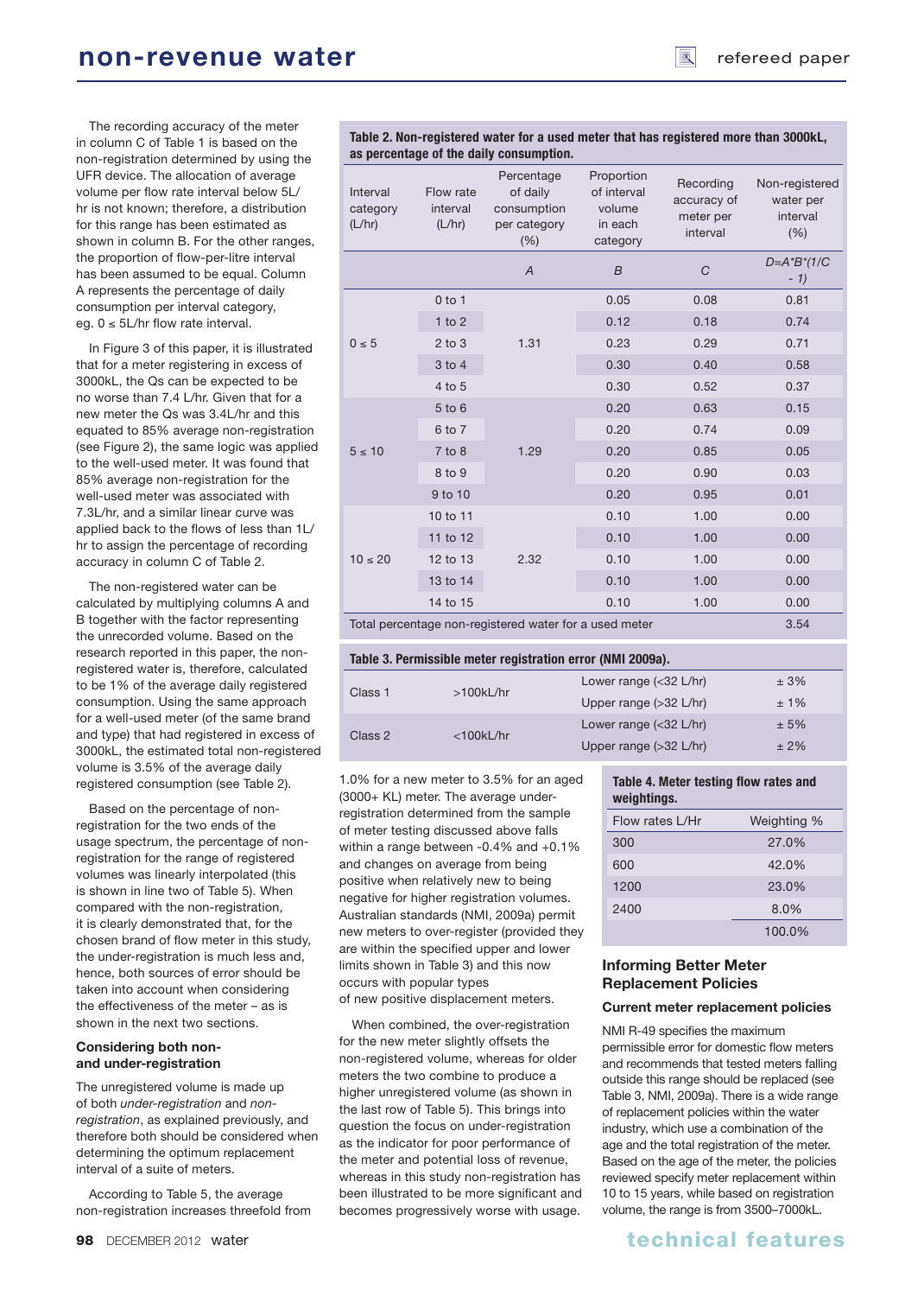The recording accuracy of the meter in column C of Table 1 is based on the non-registration determined by using the UFR device. The allocation of average volume per flow rate interval below 5L/hr is not known; therefore, a distribution for this range has been estimated as shown in column B. For the other ranges, the proportion of flow-per-litre interval has been assumed to be equal. Column A represents the percentage of daily consumption per interval category, eg. 0 ≤ 5L/hr flow rate interval.

In Figure 3 of this paper, it is illustrated that for a meter registering in excess of 3000kL, the Qs can be expected to be no worse than 7.4 L/hr. Given that for a new meter the Qs was 3.4L/hr and this equated to 85% average non-registration (see Figure 2), the same logic was applied to the well-used meter. It was found that 85% average non-registration for the well-used meter was associated with 7.3L/hr, and a similar linear curve was applied back to the flows of less than 1L/hr to assign the percentage of recording accuracy in column C of Table 2.

The non-registered water can be calculated by multiplying columns A and B together with the factor representing the unrecorded volume. Based on the research reported in this paper, the non-registered water is, therefore, calculated to be 1% of the average daily registered consumption. Using the same approach for a well-used meter (of the same brand and type) that had registered in excess of 3000kL, the estimated total non-registered volume is 3.5% of the average daily registered consumption (see Table 2).

Based on the percentage of non-registration for the two ends of the usage spectrum, the percentage of non-registration for the range of registered volumes was linearly interpolated (this is shown in line two of Table 5). When compared with the non-registration, it is clearly demonstrated that, for the chosen brand of flow meter in this study, the under-registration is much less and, hence, both sources of error should be taken into account when considering the effectiveness of the meter – as is shown in the next two sections.

**Table 2. Non-registered water for a used meter that has registered more than 3000kL, as percentage of the daily consumption.**

| Interval category (L/hr) | Flow rate interval (L/hr) | Percentage of daily consumption per category (%) | Proportion of interval volume in each category | Recording accuracy of meter per interval | Non-registered water per interval (%) |
|---|---|---|---|---|---|
| | | *A* | *B* | *C* | $D=A*B*(1/C - 1)$ |
| 0 ≤ 5 | 0 to 1 | 1.31 | 0.05 | 0.08 | 0.81 |
| | 1 to 2 | | 0.12 | 0.18 | 0.74 |
| | 2 to 3 | | 0.23 | 0.29 | 0.71 |
| | 3 to 4 | | 0.30 | 0.40 | 0.58 |
| | 4 to 5 | | 0.30 | 0.52 | 0.37 |
| 5 ≤ 10 | 5 to 6 | 1.29 | 0.20 | 0.63 | 0.15 |
| | 6 to 7 | | 0.20 | 0.74 | 0.09 |
| | 7 to 8 | | 0.20 | 0.85 | 0.05 |
| | 8 to 9 | | 0.20 | 0.90 | 0.03 |
| | 9 to 10 | | 0.20 | 0.95 | 0.01 |
| 10 ≤ 20 | 10 to 11 | 2.32 | 0.10 | 1.00 | 0.00 |
| | 11 to 12 | | 0.10 | 1.00 | 0.00 |
| | 12 to 13 | | 0.10 | 1.00 | 0.00 |
| | 13 to 14 | | 0.10 | 1.00 | 0.00 |
| | 14 to 15 | | 0.10 | 1.00 | 0.00 |
| Total percentage non-registered water for a used meter | | | | | 3.54 |

**Table 3. Permissible meter registration error (NMI 2009a).**

| | | | |
|---|---|---|---|
| Class 1 | >100kL/hr | Lower range (<32 L/hr) | ± 3% |
| | | Upper range (>32 L/hr) | ± 1% |
| Class 2 | <100kL/hr | Lower range (<32 L/hr) | ± 5% |
| | | Upper range (>32 L/hr) | ± 2% |

### Considering both non- and under-registration

The unregistered volume is made up of both *under-registration* and *non-registration*, as explained previously, and therefore both should be considered when determining the optimum replacement interval of a suite of meters.

According to Table 5, the average non-registration increases threefold from 1.0% for a new meter to 3.5% for an aged (3000+ KL) meter. The average under-registration determined from the sample of meter testing discussed above falls within a range between -0.4% and +0.1% and changes on average from being positive when relatively new to being negative for higher registration volumes. Australian standards (NMI, 2009a) permit new meters to over-register (provided they are within the specified upper and lower limits shown in Table 3) and this now occurs with popular types of new positive displacement meters.

When combined, the over-registration for the new meter slightly offsets the non-registered volume, whereas for older meters the two combine to produce a higher unregistered volume (as shown in the last row of Table 5). This brings into question the focus on under-registration as the indicator for poor performance of the meter and potential loss of revenue, whereas in this study non-registration has been illustrated to be more significant and becomes progressively worse with usage.

**Table 4. Meter testing flow rates and weightings.**

| Flow rates L/Hr | Weighting % |
|---|---|
| 300 | 27.0% |
| 600 | 42.0% |
| 1200 | 23.0% |
| 2400 | 8.0% |
| | 100.0% |

## Informing Better Meter Replacement Policies

### Current meter replacement policies

NMI R-49 specifies the maximum permissible error for domestic flow meters and recommends that tested meters falling outside this range should be replaced (see Table 3, NMI, 2009a). There is a wide range of replacement policies within the water industry, which use a combination of the age and the total registration of the meter. Based on the age of the meter, the policies reviewed specify meter replacement within 10 to 15 years, while based on registration volume, the range is from 3500–7000kL.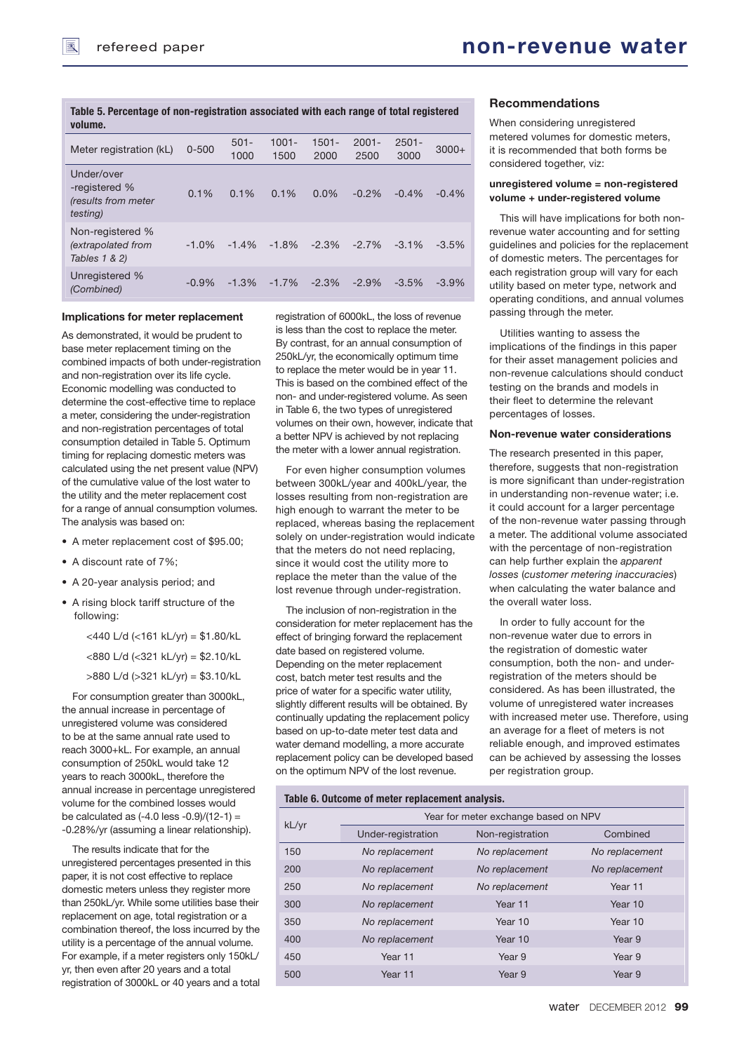**Table 5. Percentage of non-registration associated with each range of total registered volume.**

| Meter registration (kL) | 0-500 | 501-1000 | 1001-1500 | 1501-2000 | 2001-2500 | 2501-3000 | 3000+ |
|---|---|---|---|---|---|---|---|
| Under/over -registered % *(results from meter testing)* | 0.1% | 0.1% | 0.1% | 0.0% | -0.2% | -0.4% | -0.4% |
| Non-registered % *(extrapolated from Tables 1 & 2)* | -1.0% | -1.4% | -1.8% | -2.3% | -2.7% | -3.1% | -3.5% |
| Unregistered % *(Combined)* | -0.9% | -1.3% | -1.7% | -2.3% | -2.9% | -3.5% | -3.9% |

### Implications for meter replacement

As demonstrated, it would be prudent to base meter replacement timing on the combined impacts of both under-registration and non-registration over its life cycle. Economic modelling was conducted to determine the cost-effective time to replace a meter, considering the under-registration and non-registration percentages of total consumption detailed in Table 5. Optimum timing for replacing domestic meters was calculated using the net present value (NPV) of the cumulative value of the lost water to the utility and the meter replacement cost for a range of annual consumption volumes. The analysis was based on:

- A meter replacement cost of $95.00;
- A discount rate of 7%;
- A 20-year analysis period; and
- A rising block tariff structure of the following:

  <440 L/d (<161 kL/yr) = $1.80/kL

  <880 L/d (<321 kL/yr) = $2.10/kL

  >880 L/d (>321 kL/yr) = $3.10/kL

For consumption greater than 3000kL, the annual increase in percentage of unregistered volume was considered to be at the same annual rate used to reach 3000+kL. For example, an annual consumption of 250kL would take 12 years to reach 3000kL, therefore the annual increase in percentage unregistered volume for the combined losses would be calculated as (-4.0 less -0.9)/(12-1) = -0.28%/yr (assuming a linear relationship).

The results indicate that for the unregistered percentages presented in this paper, it is not cost effective to replace domestic meters unless they register more than 250kL/yr. While some utilities base their replacement on age, total registration or a combination thereof, the loss incurred by the utility is a percentage of the annual volume. For example, if a meter registers only 150kL/yr, then even after 20 years and a total registration of 3000kL or 40 years and a total registration of 6000kL, the loss of revenue is less than the cost to replace the meter. By contrast, for an annual consumption of 250kL/yr, the economically optimum time to replace the meter would be in year 11. This is based on the combined effect of the non- and under-registered volume. As seen in Table 6, the two types of unregistered volumes on their own, however, indicate that a better NPV is achieved by not replacing the meter with a lower annual registration.

For even higher consumption volumes between 300kL/year and 400kL/year, the losses resulting from non-registration are high enough to warrant the meter to be replaced, whereas basing the replacement solely on under-registration would indicate that the meters do not need replacing, since it would cost the utility more to replace the meter than the value of the lost revenue through under-registration.

The inclusion of non-registration in the consideration for meter replacement has the effect of bringing forward the replacement date based on registered volume. Depending on the meter replacement cost, batch meter test results and the price of water for a specific water utility, slightly different results will be obtained. By continually updating the replacement policy based on up-to-date meter test data and water demand modelling, a more accurate replacement policy can be developed based on the optimum NPV of the lost revenue.

**Table 6. Outcome of meter replacement analysis.**

| kL/yr | Year for meter exchange based on NPV | | |
|---|---|---|---|
| | Under-registration | Non-registration | Combined |
| 150 | *No replacement* | *No replacement* | *No replacement* |
| 200 | *No replacement* | *No replacement* | *No replacement* |
| 250 | *No replacement* | *No replacement* | Year 11 |
| 300 | *No replacement* | Year 11 | Year 10 |
| 350 | *No replacement* | Year 10 | Year 10 |
| 400 | *No replacement* | Year 10 | Year 9 |
| 450 | Year 11 | Year 9 | Year 9 |
| 500 | Year 11 | Year 9 | Year 9 |

### Recommendations

When considering unregistered metered volumes for domestic meters, it is recommended that both forms be considered together, viz:

**unregistered volume = non-registered volume + under-registered volume**

This will have implications for both non-revenue water accounting and for setting guidelines and policies for the replacement of domestic meters. The percentages for each registration group will vary for each utility based on meter type, network and operating conditions, and annual volumes passing through the meter.

Utilities wanting to assess the implications of the findings in this paper for their asset management policies and non-revenue calculations should conduct testing on the brands and models in their fleet to determine the relevant percentages of losses.

### Non-revenue water considerations

The research presented in this paper, therefore, suggests that non-registration is more significant than under-registration in understanding non-revenue water; i.e. it could account for a larger percentage of the non-revenue water passing through a meter. The additional volume associated with the percentage of non-registration can help further explain the *apparent losses* (*customer metering inaccuracies*) when calculating the water balance and the overall water loss.

In order to fully account for the non-revenue water due to errors in the registration of domestic water consumption, both the non- and under-registration of the meters should be considered. As has been illustrated, the volume of unregistered water increases with increased meter use. Therefore, using an average for a fleet of meters is not reliable enough, and improved estimates can be achieved by assessing the losses per registration group.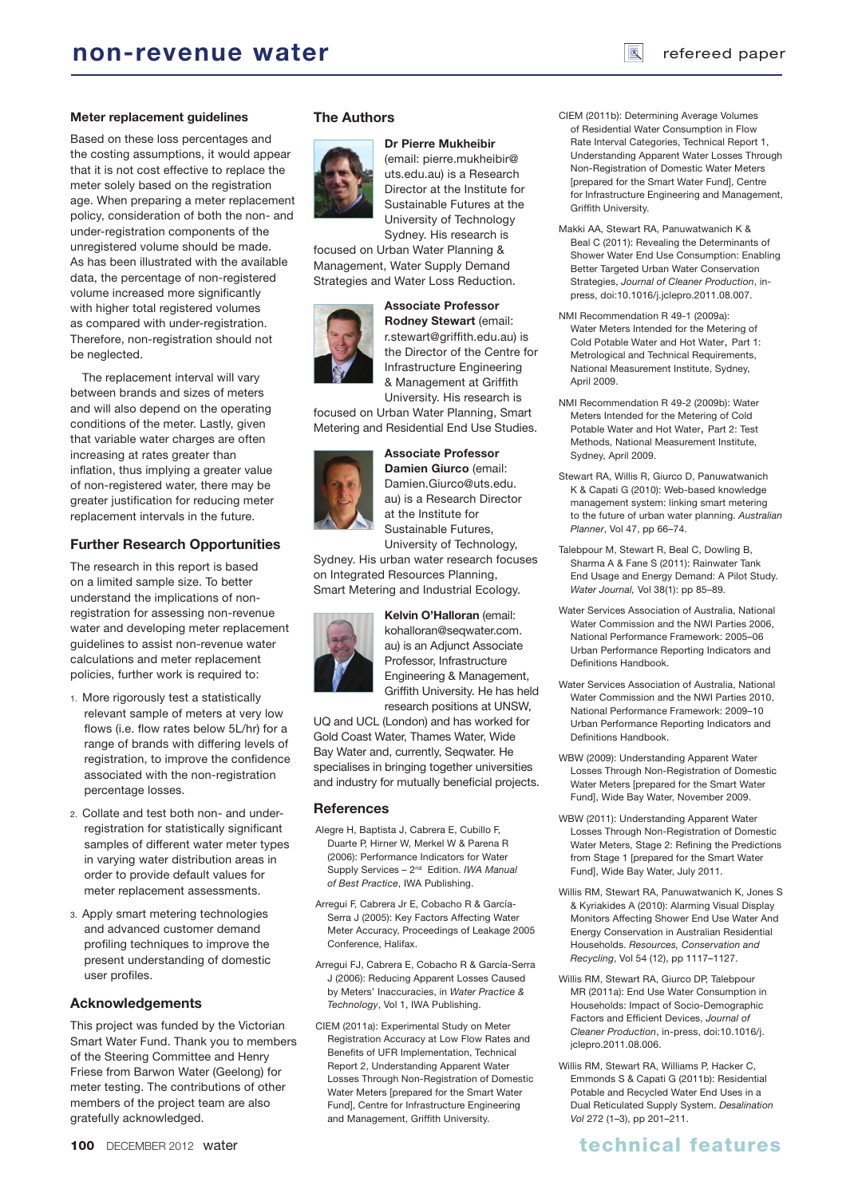### Meter replacement guidelines

Based on these loss percentages and the costing assumptions, it would appear that it is not cost effective to replace the meter solely based on the registration age. When preparing a meter replacement policy, consideration of both the non- and under-registration components of the unregistered volume should be made. As has been illustrated with the available data, the percentage of non-registered volume increased more significantly with higher total registered volumes as compared with under-registration. Therefore, non-registration should not be neglected.

The replacement interval will vary between brands and sizes of meters and will also depend on the operating conditions of the meter. Lastly, given that variable water charges are often increasing at rates greater than inflation, thus implying a greater value of non-registered water, there may be greater justification for reducing meter replacement intervals in the future.

### Further Research Opportunities

The research in this report is based on a limited sample size. To better understand the implications of non-registration for assessing non-revenue water and developing meter replacement guidelines to assist non-revenue water calculations and meter replacement policies, further work is required to:

1. More rigorously test a statistically relevant sample of meters at very low flows (i.e. flow rates below 5L/hr) for a range of brands with differing levels of registration, to improve the confidence associated with the non-registration percentage losses.
2. Collate and test both non- and under-registration for statistically significant samples of different water meter types in varying water distribution areas in order to provide default values for meter replacement assessments.
3. Apply smart metering technologies and advanced customer demand profiling techniques to improve the present understanding of domestic user profiles.

### Acknowledgements

This project was funded by the Victorian Smart Water Fund. Thank you to members of the Steering Committee and Henry Friese from Barwon Water (Geelong) for meter testing. The contributions of other members of the project team are also gratefully acknowledged.

### The Authors

**Dr Pierre Mukheibir** (email: pierre.mukheibir@uts.edu.au) is a Research Director at the Institute for Sustainable Futures at the University of Technology Sydney. His research is focused on Urban Water Planning & Management, Water Supply Demand Strategies and Water Loss Reduction.

**Associate Professor Rodney Stewart** (email: r.stewart@griffith.edu.au) is the Director of the Centre for Infrastructure Engineering & Management at Griffith University. His research is focused on Urban Water Planning, Smart Metering and Residential End Use Studies.

**Associate Professor Damien Giurco** (email: Damien.Giurco@uts.edu.au) is a Research Director at the Institute for Sustainable Futures, University of Technology, Sydney. His urban water research focuses on Integrated Resources Planning, Smart Metering and Industrial Ecology.

**Kelvin O'Halloran** (email: kohalloran@seqwater.com.au) is an Adjunct Associate Professor, Infrastructure Engineering & Management, Griffith University. He has held research positions at UNSW, UQ and UCL (London) and has worked for Gold Coast Water, Thames Water, Wide Bay Water and, currently, Seqwater. He specialises in bringing together universities and industry for mutually beneficial projects.

### References

Alegre H, Baptista J, Cabrera E, Cubillo F, Duarte P, Hirner W, Merkel W & Parena R (2006): Performance Indicators for Water Supply Services – 2nd Edition. *IWA Manual of Best Practice*, IWA Publishing.

Arregui F, Cabrera Jr E, Cobacho R & García-Serra J (2005): Key Factors Affecting Water Meter Accuracy, Proceedings of Leakage 2005 Conference, Halifax.

Arregui FJ, Cabrera E, Cobacho R & García-Serra J (2006): Reducing Apparent Losses Caused by Meters' Inaccuracies, in *Water Practice & Technology*, Vol 1, IWA Publishing.

CIEM (2011a): Experimental Study on Meter Registration Accuracy at Low Flow Rates and Benefits of UFR Implementation, Technical Report 2, Understanding Apparent Water Losses Through Non-Registration of Domestic Water Meters [prepared for the Smart Water Fund], Centre for Infrastructure Engineering and Management, Griffith University.

CIEM (2011b): Determining Average Volumes of Residential Water Consumption in Flow Rate Interval Categories, Technical Report 1, Understanding Apparent Water Losses Through Non-Registration of Domestic Water Meters [prepared for the Smart Water Fund], Centre for Infrastructure Engineering and Management, Griffith University.

Makki AA, Stewart RA, Panuwatwanich K & Beal C (2011): Revealing the Determinants of Shower Water End Use Consumption: Enabling Better Targeted Urban Water Conservation Strategies, *Journal of Cleaner Production*, in-press, doi:10.1016/j.jclepro.2011.08.007.

NMI Recommendation R 49-1 (2009a): Water Meters Intended for the Metering of Cold Potable Water and Hot Water, Part 1: Metrological and Technical Requirements, National Measurement Institute, Sydney, April 2009.

NMI Recommendation R 49-2 (2009b): Water Meters Intended for the Metering of Cold Potable Water and Hot Water, Part 2: Test Methods, National Measurement Institute, Sydney, April 2009.

Stewart RA, Willis R, Giurco D, Panuwatwanich K & Capati G (2010): Web-based knowledge management system: linking smart metering to the future of urban water planning. *Australian Planner*, Vol 47, pp 66–74.

Talebpour M, Stewart R, Beal C, Dowling B, Sharma A & Fane S (2011): Rainwater Tank End Usage and Energy Demand: A Pilot Study. *Water Journal,* Vol 38(1): pp 85–89.

Water Services Association of Australia, National Water Commission and the NWI Parties 2006, National Performance Framework: 2005–06 Urban Performance Reporting Indicators and Definitions Handbook.

Water Services Association of Australia, National Water Commission and the NWI Parties 2010, National Performance Framework: 2009–10 Urban Performance Reporting Indicators and Definitions Handbook.

WBW (2009): Understanding Apparent Water Losses Through Non-Registration of Domestic Water Meters [prepared for the Smart Water Fund], Wide Bay Water, November 2009.

WBW (2011): Understanding Apparent Water Losses Through Non-Registration of Domestic Water Meters, Stage 2: Refining the Predictions from Stage 1 [prepared for the Smart Water Fund], Wide Bay Water, July 2011.

Willis RM, Stewart RA, Panuwatwanich K, Jones S & Kyriakides A (2010): Alarming Visual Display Monitors Affecting Shower End Use Water And Energy Conservation in Australian Residential Households. *Resources, Conservation and Recycling*, Vol 54 (12), pp 1117–1127.

Willis RM, Stewart RA, Giurco DP, Talebpour MR (2011a): End Use Water Consumption in Households: Impact of Socio-Demographic Factors and Efficient Devices, *Journal of Cleaner Production*, in-press, doi:10.1016/j.jclepro.2011.08.006.

Willis RM, Stewart RA, Williams P, Hacker C, Emmonds S & Capati G (2011b): Residential Potable and Recycled Water End Uses in a Dual Reticulated Supply System. *Desalination Vol* 272 (1–3), pp 201–211.